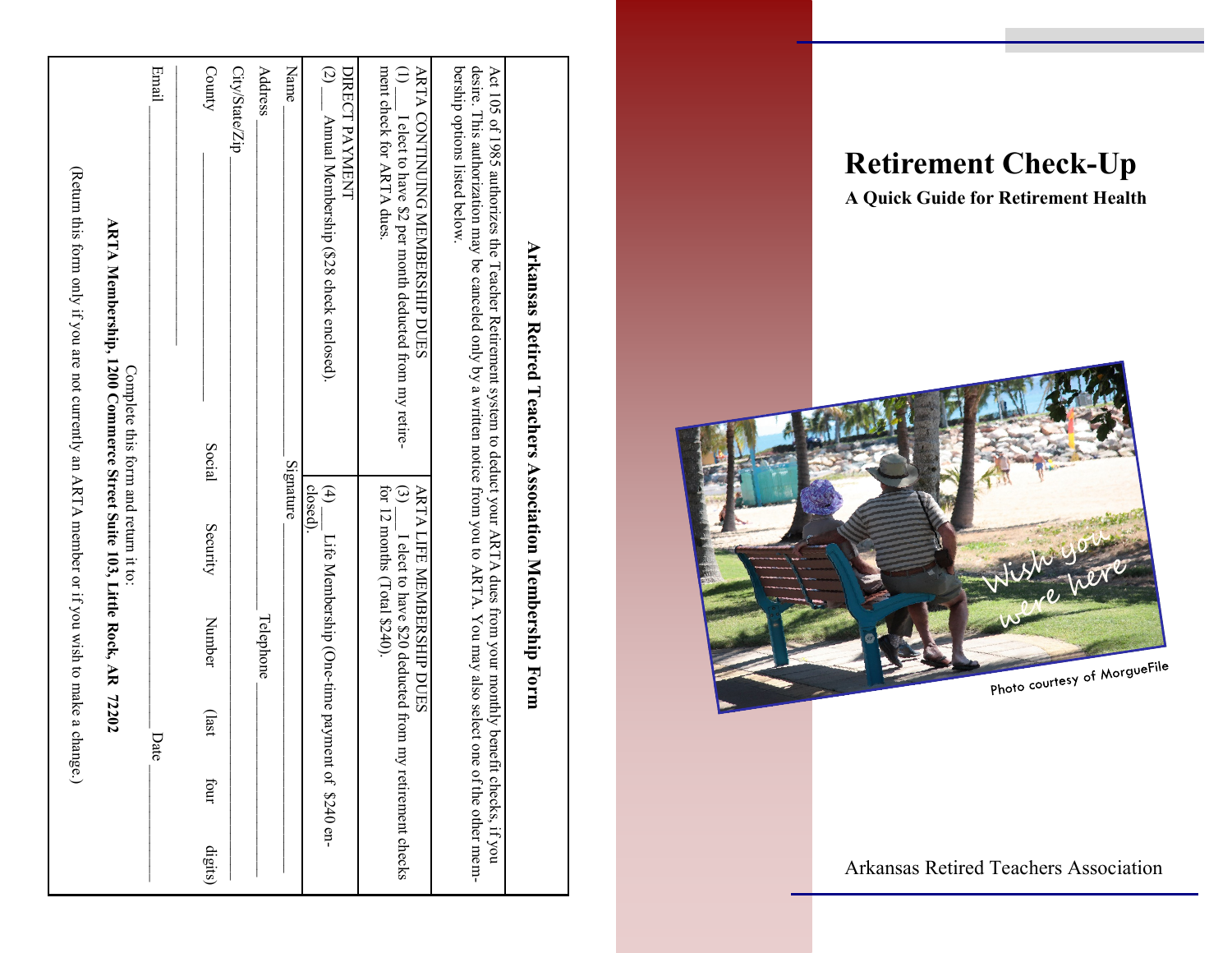## Arkansas Retired Teachers Association Membership Form

Act 105 of 1985 authorizes the Teacher Retirement system to deduct your ARTA dues from your monthly benefit checks, if you desire. This authorization may be canceled only by a written notice from you to ARTA. You may also select one of the other membership options listed below.

| ARTA CONTINUING MEMBERSHIP DUES | ARTA LIFE MEMBERSHIP DUES |
|---|---|
| (1) ___ I elect to have $2 per month deducted from my retirement check for ARTA dues. | (3) ___ I elect to have $20 deducted from my retirement checks for 12 months (Total $240). |

| DIRECT PAYMENT | |
|---|---|
| (2) ___ Annual Membership ($28 check enclosed). | (4) ___ Life Membership (One-time payment of $240 enclosed). |

Name ______________________ Signature ______________________

Address ______________________ Telephone ______________________

City/State/Zip ______________________

County ____________ Social Security Number (last four digits) ____________

______________________

Email ______________________ Date ____________

Complete this form and return it to:

**ARTA Membership, 1200 Commerce Street Suite 103, Little Rock, AR 72202**

(Return this form only if you are not currently an ARTA member or if you wish to make a change.)

# Retirement Check-Up

**A Quick Guide for Retirement Health**

Photo courtesy of MorgueFile

Arkansas Retired Teachers Association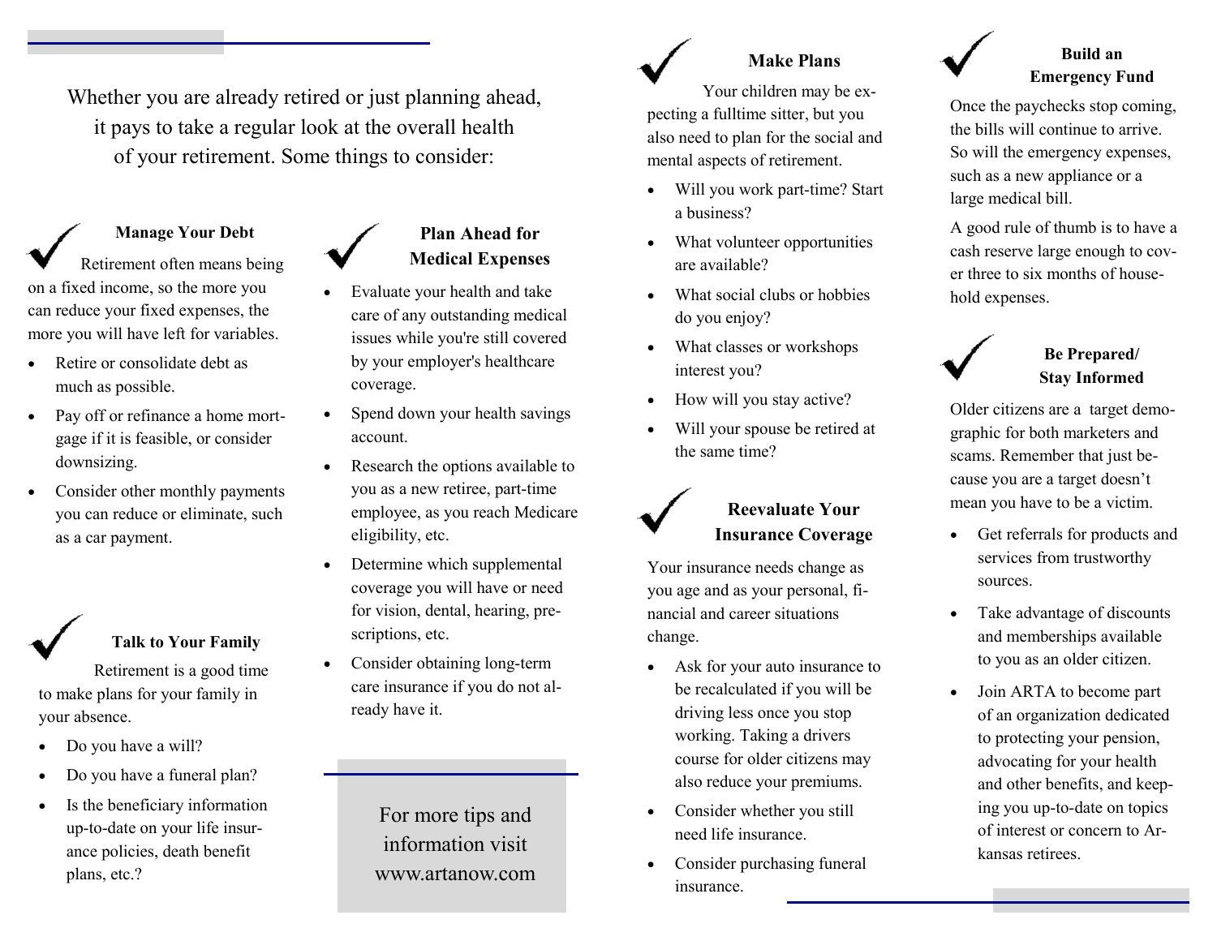Whether you are already retired or just planning ahead, it pays to take a regular look at the overall health of your retirement. Some things to consider:

### Manage Your Debt

Retirement often means being on a fixed income, so the more you can reduce your fixed expenses, the more you will have left for variables.

- Retire or consolidate debt as much as possible.
- Pay off or refinance a home mortgage if it is feasible, or consider downsizing.
- Consider other monthly payments you can reduce or eliminate, such as a car payment.

### Talk to Your Family

Retirement is a good time to make plans for your family in your absence.

- Do you have a will?
- Do you have a funeral plan?
- Is the beneficiary information up-to-date on your life insurance policies, death benefit plans, etc.?

### Plan Ahead for Medical Expenses

- Evaluate your health and take care of any outstanding medical issues while you're still covered by your employer's healthcare coverage.
- Spend down your health savings account.
- Research the options available to you as a new retiree, part-time employee, as you reach Medicare eligibility, etc.
- Determine which supplemental coverage you will have or need for vision, dental, hearing, prescriptions, etc.
- Consider obtaining long-term care insurance if you do not already have it.

For more tips and information visit www.artanow.com

### Make Plans

Your children may be expecting a fulltime sitter, but you also need to plan for the social and mental aspects of retirement.

- Will you work part-time? Start a business?
- What volunteer opportunities are available?
- What social clubs or hobbies do you enjoy?
- What classes or workshops interest you?
- How will you stay active?
- Will your spouse be retired at the same time?

### Reevaluate Your Insurance Coverage

Your insurance needs change as you age and as your personal, financial and career situations change.

- Ask for your auto insurance to be recalculated if you will be driving less once you stop working. Taking a drivers course for older citizens may also reduce your premiums.
- Consider whether you still need life insurance.
- Consider purchasing funeral insurance.

### Build an Emergency Fund

Once the paychecks stop coming, the bills will continue to arrive. So will the emergency expenses, such as a new appliance or a large medical bill.

A good rule of thumb is to have a cash reserve large enough to cover three to six months of household expenses.

### Be Prepared/ Stay Informed

Older citizens are a target demographic for both marketers and scams. Remember that just because you are a target doesn't mean you have to be a victim.

- Get referrals for products and services from trustworthy sources.
- Take advantage of discounts and memberships available to you as an older citizen.
- Join ARTA to become part of an organization dedicated to protecting your pension, advocating for your health and other benefits, and keeping you up-to-date on topics of interest or concern to Arkansas retirees.